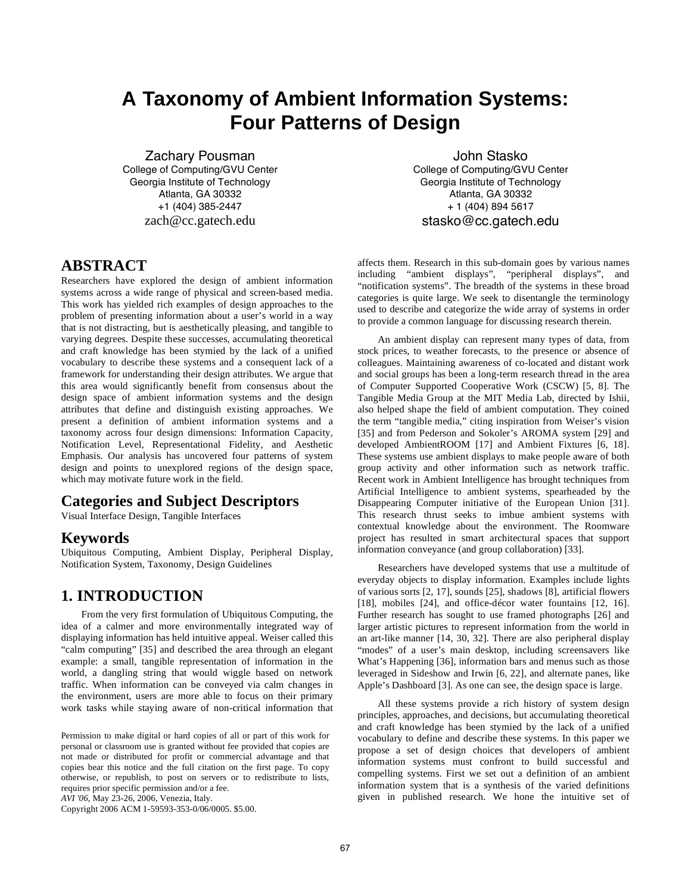# A Taxonomy of Ambient Information Systems: Four Patterns of Design

Zachary Pousman
College of Computing/GVU Center
Georgia Institute of Technology
Atlanta, GA 30332
+1 (404) 385-2447
zach@cc.gatech.edu

John Stasko
College of Computing/GVU Center
Georgia Institute of Technology
Atlanta, GA 30332
+ 1 (404) 894 5617
stasko@cc.gatech.edu

## ABSTRACT

Researchers have explored the design of ambient information systems across a wide range of physical and screen-based media. This work has yielded rich examples of design approaches to the problem of presenting information about a user's world in a way that is not distracting, but is aesthetically pleasing, and tangible to varying degrees. Despite these successes, accumulating theoretical and craft knowledge has been stymied by the lack of a unified vocabulary to describe these systems and a consequent lack of a framework for understanding their design attributes. We argue that this area would significantly benefit from consensus about the design space of ambient information systems and the design attributes that define and distinguish existing approaches. We present a definition of ambient information systems and a taxonomy across four design dimensions: Information Capacity, Notification Level, Representational Fidelity, and Aesthetic Emphasis. Our analysis has uncovered four patterns of system design and points to unexplored regions of the design space, which may motivate future work in the field.

## Categories and Subject Descriptors

Visual Interface Design, Tangible Interfaces

## Keywords

Ubiquitous Computing, Ambient Display, Peripheral Display, Notification System, Taxonomy, Design Guidelines

## 1. INTRODUCTION

From the very first formulation of Ubiquitous Computing, the idea of a calmer and more environmentally integrated way of displaying information has held intuitive appeal. Weiser called this "calm computing" [35] and described the area through an elegant example: a small, tangible representation of information in the world, a dangling string that would wiggle based on network traffic. When information can be conveyed via calm changes in the environment, users are more able to focus on their primary work tasks while staying aware of non-critical information that affects them. Research in this sub-domain goes by various names including "ambient displays", "peripheral displays", and "notification systems". The breadth of the systems in these broad categories is quite large. We seek to disentangle the terminology used to describe and categorize the wide array of systems therein in order to provide a common language for discussing research therein.

Permission to make digital or hard copies of all or part of this work for personal or classroom use is granted without fee provided that copies are not made or distributed for profit or commercial advantage and that copies bear this notice and the full citation on the first page. To copy otherwise, or republish, to post on servers or to redistribute to lists, requires prior specific permission and/or a fee.
*AVI '06*, May 23-26, 2006, Venezia, Italy.
Copyright 2006 ACM 1-59593-353-0/06/0005. $5.00.

An ambient display can represent many types of data, from stock prices, to weather forecasts, to the presence or absence of colleagues. Maintaining awareness of co-located and distant work and social groups has been a long-term research thread in the area of Computer Supported Cooperative Work (CSCW) [5, 8]. The Tangible Media Group at the MIT Media Lab, directed by Ishii, also helped shape the field of ambient computation. They coined the term "tangible media," citing inspiration from Weiser's vision [35] and from Pederson and Sokoler's AROMA system [29] and developed AmbientROOM [17] and Ambient Fixtures [6, 18]. These systems use ambient displays to make people aware of both group activity and other information such as network traffic. Recent work in Ambient Intelligence has brought techniques from Artificial Intelligence to ambient systems, spearheaded by the Disappearing Computer initiative of the European Union [31]. This research thrust seeks to imbue ambient systems with contextual knowledge about the environment. The Roomware project has resulted in smart architectural spaces that support information conveyance (and group collaboration) [33].

Researchers have developed systems that use a multitude of everyday objects to display information. Examples include lights of various sorts [2, 17], sounds [25], shadows [8], artificial flowers [18], mobiles [24], and office-décor water fountains [12, 16]. Further research has sought to use framed photographs [26] and larger artistic pictures to represent information from the world in an art-like manner [14, 30, 32]. There are also peripheral display "modes" of a user's main desktop, including screensavers like What's Happening [36], information bars and menus such as those leveraged in Sideshow and Irwin [6, 22], and alternate panes, like Apple's Dashboard [3]. As one can see, the design space is large.

All these systems provide a rich history of system design principles, approaches, and decisions, but accumulating theoretical and craft knowledge has been stymied by the lack of a unified vocabulary to define and describe these systems. In this paper we propose a set of design choices that developers of ambient information systems must confront to build successful and compelling systems. First we set out a definition of an ambient information system that is a synthesis of the varied definitions given in published research. We hone the intuitive set of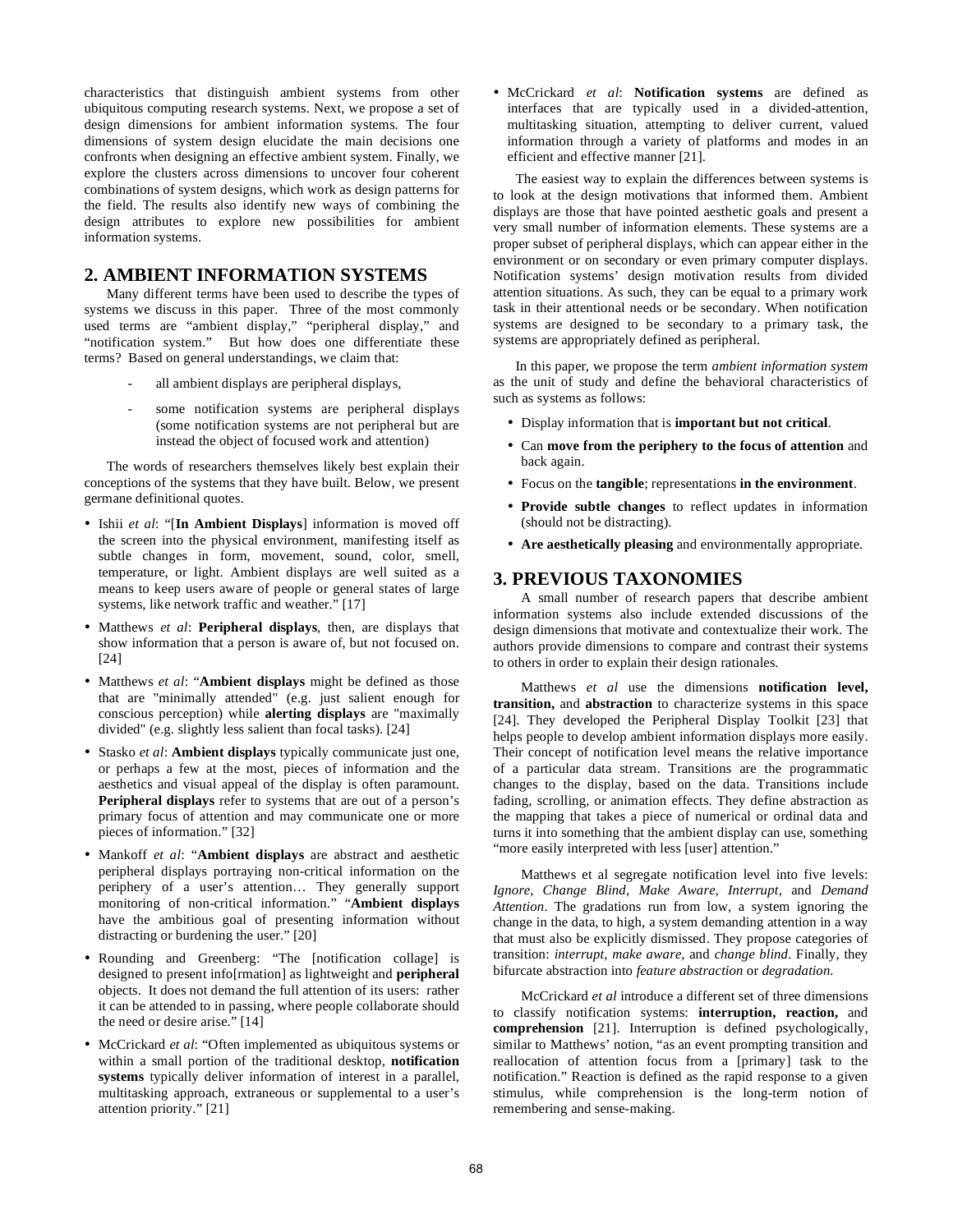characteristics that distinguish ambient systems from other ubiquitous computing research systems. Next, we propose a set of design dimensions for ambient information systems. The four dimensions of system design elucidate the main decisions one confronts when designing an effective ambient system. Finally, we explore the clusters across dimensions to uncover four coherent combinations of system designs, which work as design patterns for the field. The results also identify new ways of combining the design attributes to explore new possibilities for ambient information systems.

## 2. AMBIENT INFORMATION SYSTEMS

Many different terms have been used to describe the types of systems we discuss in this paper. Three of the most commonly used terms are "ambient display," "peripheral display," and "notification system." But how does one differentiate these terms? Based on general understandings, we claim that:

- all ambient displays are peripheral displays,
- some notification systems are peripheral displays (some notification systems are not peripheral but are instead the object of focused work and attention)

The words of researchers themselves likely best explain their conceptions of the systems that they have built. Below, we present germane definitional quotes.

- Ishii *et al*: "[**In Ambient Displays**] information is moved off the screen into the physical environment, manifesting itself as subtle changes in form, movement, sound, color, smell, temperature, or light. Ambient displays are well suited as a means to keep users aware of people or general states of large systems, like network traffic and weather." [17]
- Matthews *et al*: **Peripheral displays**, then, are displays that show information that a person is aware of, but not focused on. [24]
- Matthews *et al*: "**Ambient displays** might be defined as those that are "minimally attended" (e.g. just salient enough for conscious perception) while **alerting displays** are "maximally divided" (e.g. slightly less salient than focal tasks). [24]
- Stasko *et al*: **Ambient displays** typically communicate just one, or perhaps a few at the most, pieces of information and the aesthetics and visual appeal of the display is often paramount. **Peripheral displays** refer to systems that are out of a person's primary focus of attention and may communicate one or more pieces of information." [32]
- Mankoff *et al*: "**Ambient displays** are abstract and aesthetic peripheral displays portraying non-critical information on the periphery of a user's attention… They generally support monitoring of non-critical information." "**Ambient displays** have the ambitious goal of presenting information without distracting or burdening the user." [20]
- Rounding and Greenberg: "The [notification collage] is designed to present info[rmation] as lightweight and **peripheral** objects. It does not demand the full attention of its users: rather it can be attended to in passing, where people collaborate should the need or desire arise." [14]
- McCrickard *et al*: "Often implemented as ubiquitous systems or within a small portion of the traditional desktop, **notification systems** typically deliver information of interest in a parallel, multitasking approach, extraneous or supplemental to a user's attention priority." [21]
- McCrickard *et al*: **Notification systems** are defined as interfaces that are typically used in a divided-attention, multitasking situation, attempting to deliver current, valued information through a variety of platforms and modes in an efficient and effective manner [21].

The easiest way to explain the differences between systems is to look at the design motivations that informed them. Ambient displays are those that have pointed aesthetic goals and present a very small number of information elements. These systems are a proper subset of peripheral displays, which can appear either in the environment or on secondary or even primary computer displays. Notification systems' design motivation results from divided attention situations. As such, they can be equal to a primary work task in their attentional needs or be secondary. When notification systems are designed to be secondary to a primary task, the systems are appropriately defined as peripheral.

In this paper, we propose the term *ambient information system* as the unit of study and define the behavioral characteristics of such as systems as follows:

- Display information that is **important but not critical**.
- Can **move from the periphery to the focus of attention** and back again.
- Focus on the **tangible**; representations **in the environment**.
- **Provide subtle changes** to reflect updates in information (should not be distracting).
- **Are aesthetically pleasing** and environmentally appropriate.

## 3. PREVIOUS TAXONOMIES

A small number of research papers that describe ambient information systems also include extended discussions of the design dimensions that motivate and contextualize their work. The authors provide dimensions to compare and contrast their systems to others in order to explain their design rationales.

Matthews *et al* use the dimensions **notification level, transition,** and **abstraction** to characterize systems in this space [24]. They developed the Peripheral Display Toolkit [23] that helps people to develop ambient information displays more easily. Their concept of notification level means the relative importance of a particular data stream. Transitions are the programmatic changes to the display, based on the data. Transitions include fading, scrolling, or animation effects. They define abstraction as the mapping that takes a piece of numerical or ordinal data and turns it into something that the ambient display can use, something "more easily interpreted with less [user] attention."

Matthews et al segregate notification level into five levels: *Ignore, Change Blind, Make Aware, Interrupt,* and *Demand Attention*. The gradations run from low, a system ignoring the change in the data, to high, a system demanding attention in a way that must also be explicitly dismissed. They propose categories of transition: *interrupt*, *make aware*, and *change blind*. Finally, they bifurcate abstraction into *feature abstraction* or *degradation.*

McCrickard *et al* introduce a different set of three dimensions to classify notification systems: **interruption, reaction,** and **comprehension** [21]. Interruption is defined psychologically, similar to Matthews' notion, "as an event prompting transition and reallocation of attention focus from a [primary] task to the notification." Reaction is defined as the rapid response to a given stimulus, while comprehension is the long-term notion of remembering and sense-making.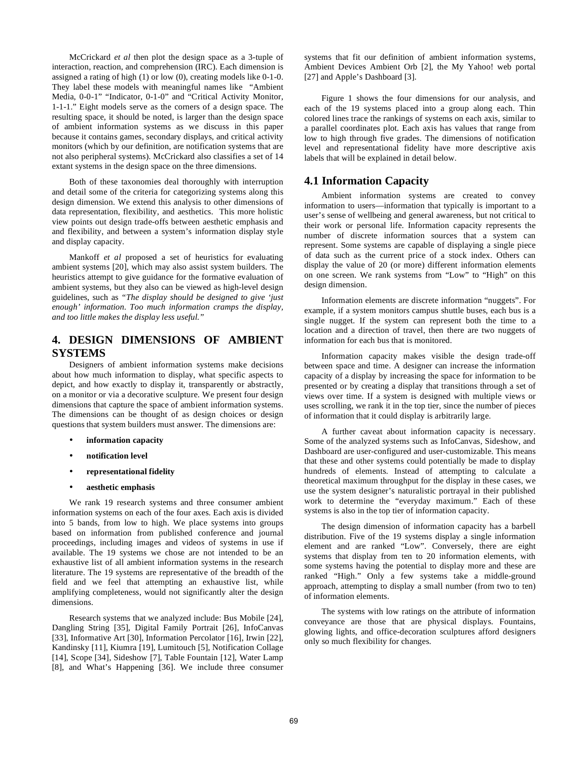McCrickard *et al* then plot the design space as a 3-tuple of interaction, reaction, and comprehension (IRC). Each dimension is assigned a rating of high (1) or low (0), creating models like 0-1-0. They label these models with meaningful names like "Ambient Media, 0-0-1" "Indicator, 0-1-0" and "Critical Activity Monitor, 1-1-1." Eight models serve as the corners of a design space. The resulting space, it should be noted, is larger than the design space of ambient information systems as we discuss in this paper because it contains games, secondary displays, and critical activity monitors (which by our definition, are notification systems that are not also peripheral systems). McCrickard also classifies a set of 14 extant systems in the design space on the three dimensions.

Both of these taxonomies deal thoroughly with interruption and detail some of the criteria for categorizing systems along this design dimension. We extend this analysis to other dimensions of data representation, flexibility, and aesthetics. This more holistic view points out design trade-offs between aesthetic emphasis and and flexibility, and between a system's information display style and display capacity.

Mankoff *et al* proposed a set of heuristics for evaluating ambient systems [20], which may also assist system builders. The heuristics attempt to give guidance for the formative evaluation of ambient systems, but they also can be viewed as high-level design guidelines, such as *"The display should be designed to give 'just enough' information. Too much information cramps the display, and too little makes the display less useful."*

## 4. DESIGN DIMENSIONS OF AMBIENT SYSTEMS

Designers of ambient information systems make decisions about how much information to display, what specific aspects to depict, and how exactly to display it, transparently or abstractly, on a monitor or via a decorative sculpture. We present four design dimensions that capture the space of ambient information systems. The dimensions can be thought of as design choices or design questions that system builders must answer. The dimensions are:

- **information capacity**
- **notification level**
- **representational fidelity**
- **aesthetic emphasis**

We rank 19 research systems and three consumer ambient information systems on each of the four axes. Each axis is divided into 5 bands, from low to high. We place systems into groups based on information from published conference and journal proceedings, including images and videos of systems in use if available. The 19 systems we chose are not intended to be an exhaustive list of all ambient information systems in the research literature. The 19 systems are representative of the breadth of the field and we feel that attempting an exhaustive list, while amplifying completeness, would not significantly alter the design dimensions.

Research systems that we analyzed include: Bus Mobile [24], Dangling String [35], Digital Family Portrait [26], InfoCanvas [33], Informative Art [30], Information Percolator [16], Irwin [22], Kandinsky [11], Kiumra [19], Lumitouch [5], Notification Collage [14], Scope [34], Sideshow [7], Table Fountain [12], Water Lamp [8], and What's Happening [36]. We include three consumer systems that fit our definition of ambient information systems, Ambient Devices Ambient Orb [2], the My Yahoo! web portal [27] and Apple's Dashboard [3].

Figure 1 shows the four dimensions for our analysis, and each of the 19 systems placed into a group along each. Thin colored lines trace the rankings of systems on each axis, similar to a parallel coordinates plot. Each axis has values that range from low to high through five grades. The dimensions of notification level and representational fidelity have more descriptive axis labels that will be explained in detail below.

### 4.1 Information Capacity

Ambient information systems are created to convey information to users—information that typically is important to a user's sense of wellbeing and general awareness, but not critical to their work or personal life. Information capacity represents the number of discrete information sources that a system can represent. Some systems are capable of displaying a single piece of data such as the current price of a stock index. Others can display the value of 20 (or more) different information elements on one screen. We rank systems from "Low" to "High" on this design dimension.

Information elements are discrete information "nuggets". For example, if a system monitors campus shuttle buses, each bus is a single nugget. If the system can represent both the time to a location and a direction of travel, then there are two nuggets of information for each bus that is monitored.

Information capacity makes visible the design trade-off between space and time. A designer can increase the information capacity of a display by increasing the space for information to be presented or by creating a display that transitions through a set of views over time. If a system is designed with multiple views or uses scrolling, we rank it in the top tier, since the number of pieces of information that it could display is arbitrarily large.

A further caveat about information capacity is necessary. Some of the analyzed systems such as InfoCanvas, Sideshow, and Dashboard are user-configured and user-customizable. This means that these and other systems could potentially be made to display hundreds of elements. Instead of attempting to calculate a theoretical maximum throughput for the display in these cases, we use the system designer's naturalistic portrayal in their published work to determine the "everyday maximum." Each of these systems is also in the top tier of information capacity.

The design dimension of information capacity has a barbell distribution. Five of the 19 systems display a single information element and are ranked "Low". Conversely, there are eight systems that display from ten to 20 information elements, with some systems having the potential to display more and these are ranked "High." Only a few systems take a middle-ground approach, attempting to display a small number (from two to ten) of information elements.

The systems with low ratings on the attribute of information conveyance are those that are physical displays. Fountains, glowing lights, and office-decoration sculptures afford designers only so much flexibility for changes.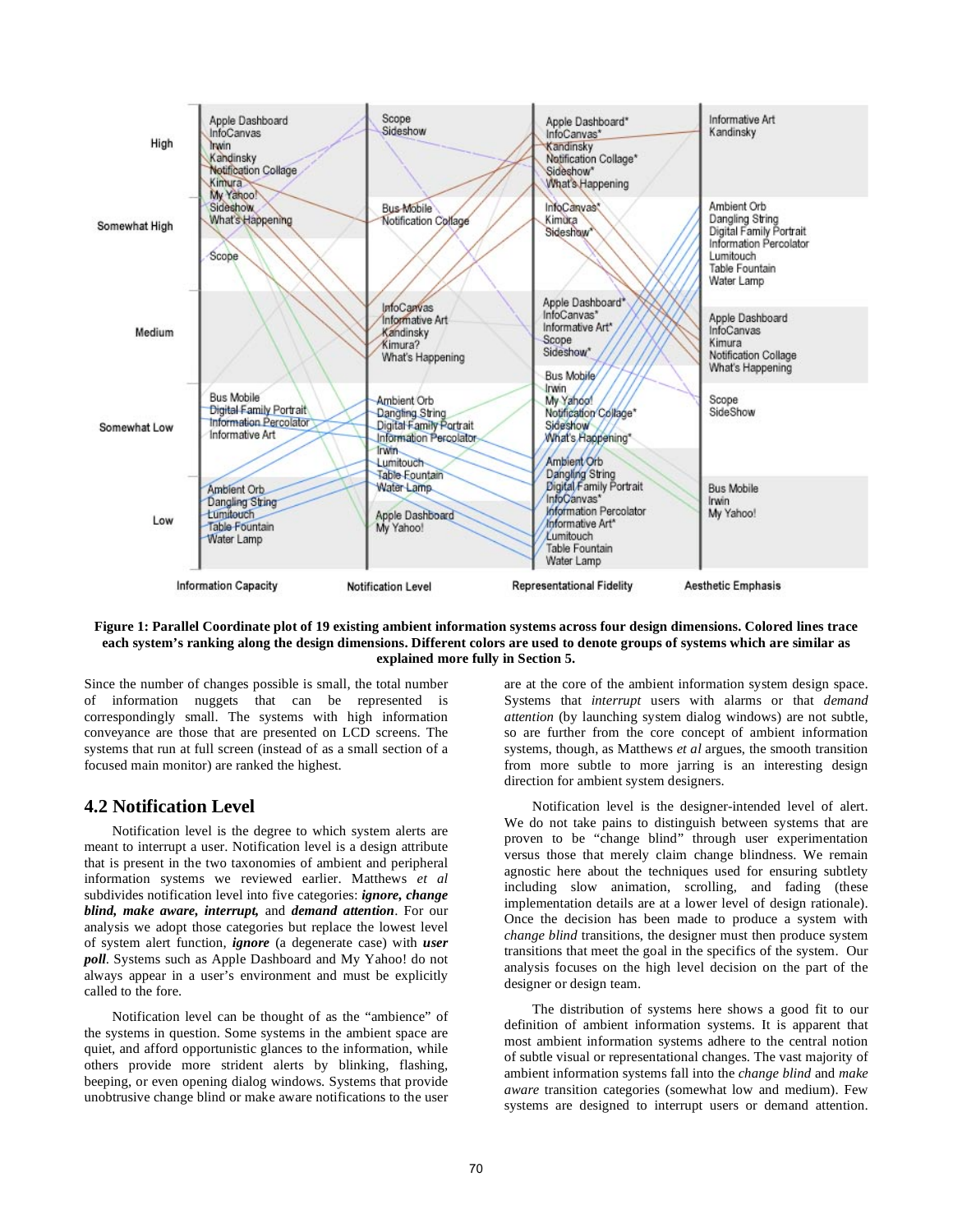Figure 1: Parallel Coordinate plot of 19 existing ambient information systems across four design dimensions. Colored lines trace each system's ranking along the design dimensions. Different colors are used to denote groups of systems which are similar as explained more fully in Section 5.

Since the number of changes possible is small, the total number of information nuggets that can be represented is correspondingly small. The systems with high information conveyance are those that are presented on LCD screens. The systems that run at full screen (instead of as a small section of a focused main monitor) are ranked the highest.

## 4.2 Notification Level

Notification level is the degree to which system alerts are meant to interrupt a user. Notification level is a design attribute that is present in the two taxonomies of ambient and peripheral information systems we reviewed earlier. Matthews *et al* subdivides notification level into five categories: ***ignore, change blind, make aware, interrupt,*** and ***demand attention***. For our analysis we adopt those categories but replace the lowest level of system alert function, ***ignore*** (a degenerate case) with ***user poll***. Systems such as Apple Dashboard and My Yahoo! do not always appear in a user's environment and must be explicitly called to the fore.

Notification level can be thought of as the "ambience" of the systems in question. Some systems in the ambient space are quiet, and afford opportunistic glances to the information, while others provide more strident alerts by blinking, flashing, beeping, or even opening dialog windows. Systems that provide unobtrusive change blind or make aware notifications to the user are at the core of the ambient information system design space. Systems that *interrupt* users with alarms or that *demand attention* (by launching system dialog windows) are not subtle, so are further from the core concept of ambient information systems, though, as Matthews *et al* argues, the smooth transition from more subtle to more jarring is an interesting design direction for ambient system designers.

Notification level is the designer-intended level of alert. We do not take pains to distinguish between systems that are proven to be "change blind" through user experimentation versus those that merely claim change blindness. We remain agnostic here about the techniques used for ensuring subtlety including slow animation, scrolling, and fading (these implementation details are at a lower level of design rationale). Once the decision has been made to produce a system with *change blind* transitions, the designer must then produce system transitions that meet the goal in the specifics of the system. Our analysis focuses on the high level decision on the part of the designer or design team.

The distribution of systems here shows a good fit to our definition of ambient information systems. It is apparent that most ambient information systems adhere to the central notion of subtle visual or representational changes. The vast majority of ambient information systems fall into the *change blind* and *make aware* transition categories (somewhat low and medium). Few systems are designed to interrupt users or demand attention.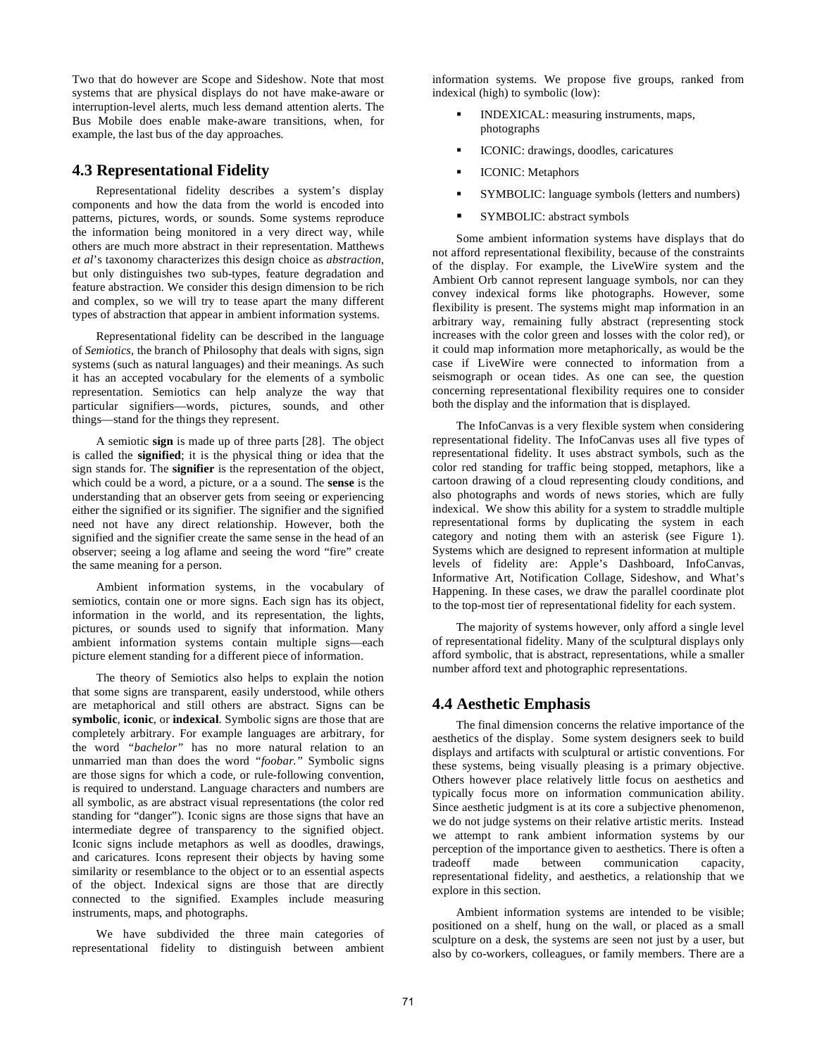Two that do however are Scope and Sideshow. Note that most systems that are physical displays do not have make-aware or interruption-level alerts, much less demand attention alerts. The Bus Mobile does enable make-aware transitions, when, for example, the last bus of the day approaches.

## 4.3 Representational Fidelity

Representational fidelity describes a system's display components and how the data from the world is encoded into patterns, pictures, words, or sounds. Some systems reproduce the information being monitored in a very direct way, while others are much more abstract in their representation. Matthews *et al*'s taxonomy characterizes this design choice as *abstraction*, but only distinguishes two sub-types, feature degradation and feature abstraction. We consider this design dimension to be rich and complex, so we will try to tease apart the many different types of abstraction that appear in ambient information systems.

Representational fidelity can be described in the language of *Semiotics*, the branch of Philosophy that deals with signs, sign systems (such as natural languages) and their meanings. As such it has an accepted vocabulary for the elements of a symbolic representation. Semiotics can help analyze the way that particular signifiers—words, pictures, sounds, and other things—stand for the things they represent.

A semiotic **sign** is made up of three parts [28]. The object is called the **signified**; it is the physical thing or idea that the sign stands for. The **signifier** is the representation of the object, which could be a word, a picture, or a a sound. The **sense** is the understanding that an observer gets from seeing or experiencing either the signified or its signifier. The signifier and the signified need not have any direct relationship. However, both the signified and the signifier create the same sense in the head of an observer; seeing a log aflame and seeing the word "fire" create the same meaning for a person.

Ambient information systems, in the vocabulary of semiotics, contain one or more signs. Each sign has its object, information in the world, and its representation, the lights, pictures, or sounds used to signify that information. Many ambient information systems contain multiple signs—each picture element standing for a different piece of information.

The theory of Semiotics also helps to explain the notion that some signs are transparent, easily understood, while others are metaphorical and still others are abstract. Signs can be **symbolic**, **iconic**, or **indexical**. Symbolic signs are those that are completely arbitrary. For example languages are arbitrary, for the word *"bachelor"* has no more natural relation to an unmarried man than does the word *"foobar."* Symbolic signs are those signs for which a code, or rule-following convention, is required to understand. Language characters and numbers are all symbolic, as are abstract visual representations (the color red standing for "danger"). Iconic signs are those signs that have an intermediate degree of transparency to the signified object. Iconic signs include metaphors as well as doodles, drawings, and caricatures. Icons represent their objects by having some similarity or resemblance to the object or to an essential aspects of the object. Indexical signs are those that are directly connected to the signified. Examples include measuring instruments, maps, and photographs.

We have subdivided the three main categories of representational fidelity to distinguish between ambient information systems. We propose five groups, ranked from indexical (high) to symbolic (low):

- INDEXICAL: measuring instruments, maps, photographs
- ICONIC: drawings, doodles, caricatures
- ICONIC: Metaphors
- SYMBOLIC: language symbols (letters and numbers)
- SYMBOLIC: abstract symbols

Some ambient information systems have displays that do not afford representational flexibility, because of the constraints of the display. For example, the LiveWire system and the Ambient Orb cannot represent language symbols, nor can they convey indexical forms like photographs. However, some flexibility is present. The systems might map information in an arbitrary way, remaining fully abstract (representing stock increases with the color green and losses with the color red), or it could map information more metaphorically, as would be the case if LiveWire were connected to information from a seismograph or ocean tides. As one can see, the question concerning representational flexibility requires one to consider both the display and the information that is displayed.

The InfoCanvas is a very flexible system when considering representational fidelity. The InfoCanvas uses all five types of representational fidelity. It uses abstract symbols, such as the color red standing for traffic being stopped, metaphors, like a cartoon drawing of a cloud representing cloudy conditions, and also photographs and words of news stories, which are fully indexical. We show this ability for a system to straddle multiple representational forms by duplicating the system in each category and noting them with an asterisk (see Figure 1). Systems which are designed to represent information at multiple levels of fidelity are: Apple's Dashboard, InfoCanvas, Informative Art, Notification Collage, Sideshow, and What's Happening. In these cases, we draw the parallel coordinate plot to the top-most tier of representational fidelity for each system.

The majority of systems however, only afford a single level of representational fidelity. Many of the sculptural displays only afford symbolic, that is abstract, representations, while a smaller number afford text and photographic representations.

## 4.4 Aesthetic Emphasis

The final dimension concerns the relative importance of the aesthetics of the display. Some system designers seek to build displays and artifacts with sculptural or artistic conventions. For these systems, being visually pleasing is a primary objective. Others however place relatively little focus on aesthetics and typically focus more on information communication ability. Since aesthetic judgment is at its core a subjective phenomenon, we do not judge systems on their relative artistic merits. Instead we attempt to rank ambient information systems by our perception of the importance given to aesthetics. There is often a tradeoff made between communication capacity, representational fidelity, and aesthetics, a relationship that we explore in this section.

Ambient information systems are intended to be visible; positioned on a shelf, hung on the wall, or placed as a small sculpture on a desk, the systems are seen not just by a user, but also by co-workers, colleagues, or family members. There are a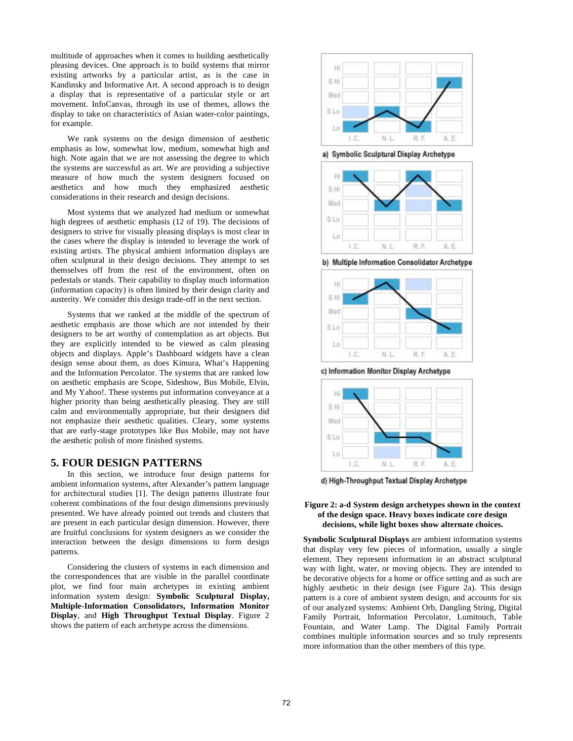multitude of approaches when it comes to building aesthetically pleasing devices. One approach is to build systems that mirror existing artworks by a particular artist, as is the case in Kandinsky and Informative Art. A second approach is to design a display that is representative of a particular style or art movement. InfoCanvas, through its use of themes, allows the display to take on characteristics of Asian water-color paintings, for example.

We rank systems on the design dimension of aesthetic emphasis as low, somewhat low, medium, somewhat high and high. Note again that we are not assessing the degree to which the systems are successful as art. We are providing a subjective measure of how much the system designers focused on aesthetics and how much they emphasized aesthetic considerations in their research and design decisions.

Most systems that we analyzed had medium or somewhat high degrees of aesthetic emphasis (12 of 19). The decisions of designers to strive for visually pleasing displays is most clear in the cases where the display is intended to leverage the work of existing artists. The physical ambient information displays are often sculptural in their design decisions. They attempt to set themselves off from the rest of the environment, often on pedestals or stands. Their capability to display much information (information capacity) is often limited by their design clarity and austerity. We consider this design trade-off in the next section.

Systems that we ranked at the middle of the spectrum of aesthetic emphasis are those which are not intended by their designers to be art worthy of contemplation as art objects. But they are explicitly intended to be viewed as calm pleasing objects and displays. Apple's Dashboard widgets have a clean design sense about them, as does Kimura, What's Happening and the Information Percolator. The systems that are ranked low on aesthetic emphasis are Scope, Sideshow, Bus Mobile, Elvin, and My Yahoo!. These systems put information conveyance at a higher priority than being aesthetically pleasing. They are still calm and environmentally appropriate, but their designers did not emphasize their aesthetic qualities. Cleary, some systems that are early-stage prototypes like Bus Mobile, may not have the aesthetic polish of more finished systems.

## 5. FOUR DESIGN PATTERNS

In this section, we introduce four design patterns for ambient information systems, after Alexander's pattern language for architectural studies [1]. The design patterns illustrate four coherent combinations of the four design dimensions previously presented. We have already pointed out trends and clusters that are present in each particular design dimension. However, there are fruitful conclusions for system designers as we consider the interaction between the design dimensions to form design patterns.

Considering the clusters of systems in each dimension and the correspondences that are visible in the parallel coordinate plot, we find four main archetypes in existing ambient information system design: **Symbolic Sculptural Display, Multiple-Information Consolidators, Information Monitor Display**, and **High Throughput Textual Display**. Figure 2 shows the pattern of each archetype across the dimensions.

Hi
S Hi
Med
S Lo
Lo
I.C. N.L. R.F. A.E.

a) Symbolic Sculptural Display Archetype

Hi
S Hi
Med
S Lo
Lo
I.C. N.L. R.F. A.E.

b) Multiple Information Consolidator Archetype

Hi
S Hi
Med
S Lo
Lo
I.C. N.L. R.F. A.E.

c) Information Monitor Display Archetype

Hi
S Hi
Med
S Lo
Lo
I.C. N.L. R.F. A.E.

d) High-Throughput Textual Display Archetype

**Figure 2: a-d System design archetypes shown in the context of the design space. Heavy boxes indicate core design decisions, while light boxes show alternate choices.**

**Symbolic Sculptural Displays** are ambient information systems that display very few pieces of information, usually a single element. They represent information in an abstract sculptural way with light, water, or moving objects. They are intended to be decorative objects for a home or office setting and as such are highly aesthetic in their design (see Figure 2a). This design pattern is a core of ambient system design, and accounts for six of our analyzed systems: Ambient Orb, Dangling String, Digital Family Portrait, Information Percolator, Lumitouch, Table Fountain, and Water Lamp. The Digital Family Portrait combines multiple information sources and so truly represents more information than the other members of this type.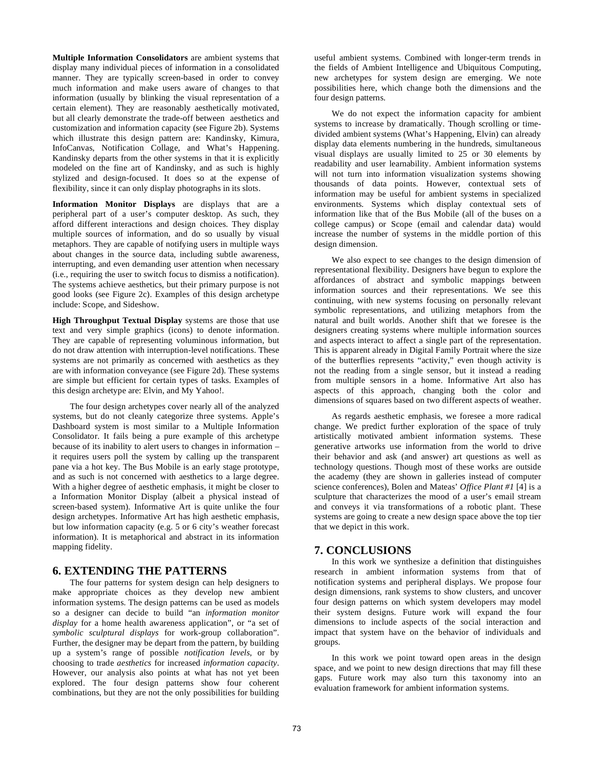**Multiple Information Consolidators** are ambient systems that display many individual pieces of information in a consolidated manner. They are typically screen-based in order to convey much information and make users aware of changes to that information (usually by blinking the visual representation of a certain element). They are reasonably aesthetically motivated, but all clearly demonstrate the trade-off between aesthetics and customization and information capacity (see Figure 2b). Systems which illustrate this design pattern are: Kandinsky, Kimura, InfoCanvas, Notification Collage, and What's Happening. Kandinsky departs from the other systems in that it is explicitly modeled on the fine art of Kandinsky, and as such is highly stylized and design-focused. It does so at the expense of flexibility, since it can only display photographs in its slots.

**Information Monitor Displays** are displays that are a peripheral part of a user's computer desktop. As such, they afford different interactions and design choices. They display multiple sources of information, and do so usually by visual metaphors. They are capable of notifying users in multiple ways about changes in the source data, including subtle awareness, interrupting, and even demanding user attention when necessary (i.e., requiring the user to switch focus to dismiss a notification). The systems achieve aesthetics, but their primary purpose is not good looks (see Figure 2c). Examples of this design archetype include: Scope, and Sideshow.

**High Throughput Textual Display** systems are those that use text and very simple graphics (icons) to denote information. They are capable of representing voluminous information, but do not draw attention with interruption-level notifications. These systems are not primarily as concerned with aesthetics as they are with information conveyance (see Figure 2d). These systems are simple but efficient for certain types of tasks. Examples of this design archetype are: Elvin, and My Yahoo!.

The four design archetypes cover nearly all of the analyzed systems, but do not cleanly categorize three systems. Apple's Dashboard system is most similar to a Multiple Information Consolidator. It fails being a pure example of this archetype because of its inability to alert users to changes in information – it requires users poll the system by calling up the transparent pane via a hot key. The Bus Mobile is an early stage prototype, and as such is not concerned with aesthetics to a large degree. With a higher degree of aesthetic emphasis, it might be closer to a Information Monitor Display (albeit a physical instead of screen-based system). Informative Art is quite unlike the four design archetypes. Informative Art has high aesthetic emphasis, but low information capacity (e.g. 5 or 6 city's weather forecast information). It is metaphorical and abstract in its information mapping fidelity.

## 6. EXTENDING THE PATTERNS

The four patterns for system design can help designers to make appropriate choices as they develop new ambient information systems. The design patterns can be used as models so a designer can decide to build "an *information monitor display* for a home health awareness application", or "a set of *symbolic sculptural displays* for work-group collaboration". Further, the designer may be depart from the pattern, by building up a system's range of possible *notification levels*, or by choosing to trade *aesthetics* for increased *information capacity*. However, our analysis also points at what has not yet been explored. The four design patterns show four coherent combinations, but they are not the only possibilities for building useful ambient systems. Combined with longer-term trends in the fields of Ambient Intelligence and Ubiquitous Computing, new archetypes for system design are emerging. We note possibilities here, which change both the dimensions and the four design patterns.

We do not expect the information capacity for ambient systems to increase by dramatically. Though scrolling or time-divided ambient systems (What's Happening, Elvin) can already display data elements numbering in the hundreds, simultaneous visual displays are usually limited to 25 or 30 elements by readability and user learnability. Ambient information systems will not turn into information visualization systems showing thousands of data points. However, contextual sets of information may be useful for ambient systems in specialized environments. Systems which display contextual sets of information like that of the Bus Mobile (all of the buses on a college campus) or Scope (email and calendar data) would increase the number of systems in the middle portion of this design dimension.

We also expect to see changes to the design dimension of representational flexibility. Designers have begun to explore the affordances of abstract and symbolic mappings between information sources and their representations. We see this continuing, with new systems focusing on personally relevant symbolic representations, and utilizing metaphors from the natural and built worlds. Another shift that we foresee is the designers creating systems where multiple information sources and aspects interact to affect a single part of the representation. This is apparent already in Digital Family Portrait where the size of the butterflies represents "activity," even though activity is not the reading from a single sensor, but it instead a reading from multiple sensors in a home. Informative Art also has aspects of this approach, changing both the color and dimensions of squares based on two different aspects of weather.

As regards aesthetic emphasis, we foresee a more radical change. We predict further exploration of the space of truly artistically motivated ambient information systems. These generative artworks use information from the world to drive their behavior and ask (and answer) art questions as well as technology questions. Though most of these works are outside the academy (they are shown in galleries instead of computer science conferences), Bolen and Mateas' *Office Plant #1* [4] is a sculpture that characterizes the mood of a user's email stream and conveys it via transformations of a robotic plant. These systems are going to create a new design space above the top tier that we depict in this work.

## 7. CONCLUSIONS

In this work we synthesize a definition that distinguishes research in ambient information systems from that of notification systems and peripheral displays. We propose four design dimensions, rank systems to show clusters, and uncover four design patterns on which system developers may model their system designs. Future work will expand the four dimensions to include aspects of the social interaction and impact that system have on the behavior of individuals and groups.

In this work we point toward open areas in the design space, and we point to new design directions that may fill these gaps. Future work may also turn this taxonomy into an evaluation framework for ambient information systems.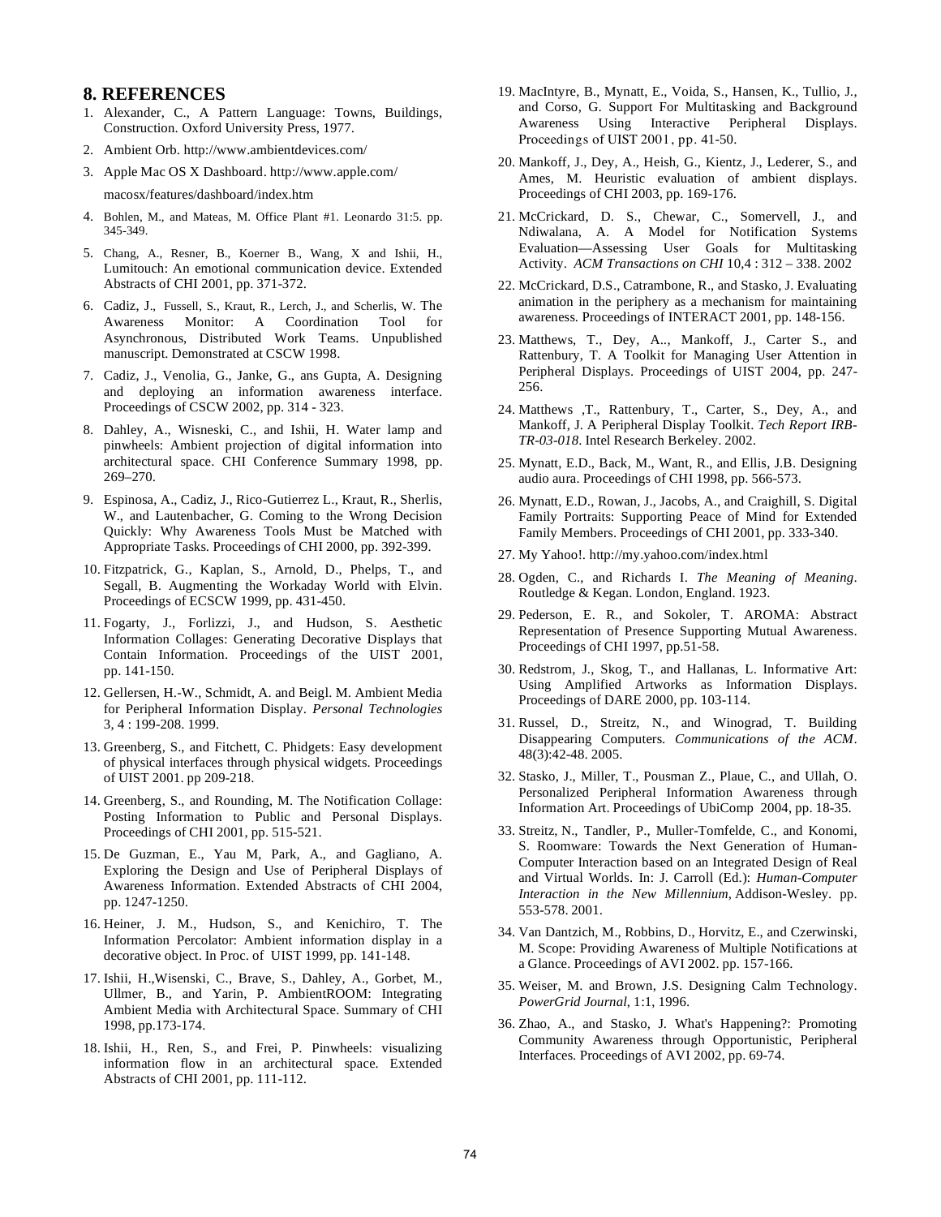## 8. REFERENCES

1. Alexander, C., A Pattern Language: Towns, Buildings, Construction. Oxford University Press, 1977.
2. Ambient Orb. http://www.ambientdevices.com/
3. Apple Mac OS X Dashboard. http://www.apple.com/ macosx/features/dashboard/index.htm
4. Bohlen, M., and Mateas, M. Office Plant #1. Leonardo 31:5. pp. 345-349.
5. Chang, A., Resner, B., Koerner B., Wang, X and Ishii, H., Lumitouch: An emotional communication device. Extended Abstracts of CHI 2001, pp. 371-372.
6. Cadiz, J., Fussell, S., Kraut, R., Lerch, J., and Scherlis, W. The Awareness Monitor: A Coordination Tool for Asynchronous, Distributed Work Teams. Unpublished manuscript. Demonstrated at CSCW 1998.
7. Cadiz, J., Venolia, G., Janke, G., ans Gupta, A. Designing and deploying an information awareness interface. Proceedings of CSCW 2002, pp. 314 - 323.
8. Dahley, A., Wisneski, C., and Ishii, H. Water lamp and pinwheels: Ambient projection of digital information into architectural space. CHI Conference Summary 1998, pp. 269–270.
9. Espinosa, A., Cadiz, J., Rico-Gutierrez L., Kraut, R., Sherlis, W., and Lautenbacher, G. Coming to the Wrong Decision Quickly: Why Awareness Tools Must be Matched with Appropriate Tasks. Proceedings of CHI 2000, pp. 392-399.
10. Fitzpatrick, G., Kaplan, S., Arnold, D., Phelps, T., and Segall, B. Augmenting the Workaday World with Elvin. Proceedings of ECSCW 1999, pp. 431-450.
11. Fogarty, J., Forlizzi, J., and Hudson, S. Aesthetic Information Collages: Generating Decorative Displays that Contain Information. Proceedings of the UIST 2001, pp. 141-150.
12. Gellersen, H.-W., Schmidt, A. and Beigl. M. Ambient Media for Peripheral Information Display. *Personal Technologies* 3, 4 : 199-208. 1999.
13. Greenberg, S., and Fitchett, C. Phidgets: Easy development of physical interfaces through physical widgets. Proceedings of UIST 2001. pp 209-218.
14. Greenberg, S., and Rounding, M. The Notification Collage: Posting Information to Public and Personal Displays. Proceedings of CHI 2001, pp. 515-521.
15. De Guzman, E., Yau M, Park, A., and Gagliano, A. Exploring the Design and Use of Peripheral Displays of Awareness Information. Extended Abstracts of CHI 2004, pp. 1247-1250.
16. Heiner, J. M., Hudson, S., and Kenichiro, T. The Information Percolator: Ambient information display in a decorative object. In Proc. of UIST 1999, pp. 141-148.
17. Ishii, H.,Wisenski, C., Brave, S., Dahley, A., Gorbet, M., Ullmer, B., and Yarin, P. AmbientROOM: Integrating Ambient Media with Architectural Space. Summary of CHI 1998, pp.173-174.
18. Ishii, H., Ren, S., and Frei, P. Pinwheels: visualizing information flow in an architectural space. Extended Abstracts of CHI 2001, pp. 111-112.
19. MacIntyre, B., Mynatt, E., Voida, S., Hansen, K., Tullio, J., and Corso, G. Support For Multitasking and Background Awareness Using Interactive Peripheral Displays. Proceedings of UIST 2001, pp. 41-50.
20. Mankoff, J., Dey, A., Heish, G., Kientz, J., Lederer, S., and Ames, M. Heuristic evaluation of ambient displays. Proceedings of CHI 2003, pp. 169-176.
21. McCrickard, D. S., Chewar, C., Somervell, J., and Ndiwalana, A. A Model for Notification Systems Evaluation—Assessing User Goals for Multitasking Activity. *ACM Transactions on CHI* 10,4 : 312 – 338. 2002
22. McCrickard, D.S., Catrambone, R., and Stasko, J. Evaluating animation in the periphery as a mechanism for maintaining awareness. Proceedings of INTERACT 2001, pp. 148-156.
23. Matthews, T., Dey, A.., Mankoff, J., Carter S., and Rattenbury, T. A Toolkit for Managing User Attention in Peripheral Displays. Proceedings of UIST 2004, pp. 247-256.
24. Matthews ,T., Rattenbury, T., Carter, S., Dey, A., and Mankoff, J. A Peripheral Display Toolkit. *Tech Report IRB-TR-03-018*. Intel Research Berkeley. 2002.
25. Mynatt, E.D., Back, M., Want, R., and Ellis, J.B. Designing audio aura. Proceedings of CHI 1998, pp. 566-573.
26. Mynatt, E.D., Rowan, J., Jacobs, A., and Craighill, S. Digital Family Portraits: Supporting Peace of Mind for Extended Family Members. Proceedings of CHI 2001, pp. 333-340.
27. My Yahoo!. http://my.yahoo.com/index.html
28. Ogden, C., and Richards I. *The Meaning of Meaning*. Routledge & Kegan. London, England. 1923.
29. Pederson, E. R., and Sokoler, T. AROMA: Abstract Representation of Presence Supporting Mutual Awareness. Proceedings of CHI 1997, pp.51-58.
30. Redstrom, J., Skog, T., and Hallanas, L. Informative Art: Using Amplified Artworks as Information Displays. Proceedings of DARE 2000, pp. 103-114.
31. Russel, D., Streitz, N., and Winograd, T. Building Disappearing Computers. *Communications of the ACM*. 48(3):42-48. 2005.
32. Stasko, J., Miller, T., Pousman Z., Plaue, C., and Ullah, O. Personalized Peripheral Information Awareness through Information Art. Proceedings of UbiComp 2004, pp. 18-35.
33. Streitz, N., Tandler, P., Muller-Tomfelde, C., and Konomi, S. Roomware: Towards the Next Generation of Human-Computer Interaction based on an Integrated Design of Real and Virtual Worlds. In: J. Carroll (Ed.): *Human-Computer Interaction in the New Millennium*, Addison-Wesley. pp. 553-578. 2001.
34. Van Dantzich, M., Robbins, D., Horvitz, E., and Czerwinski, M. Scope: Providing Awareness of Multiple Notifications at a Glance. Proceedings of AVI 2002. pp. 157-166.
35. Weiser, M. and Brown, J.S. Designing Calm Technology. *PowerGrid Journal*, 1:1, 1996.
36. Zhao, A., and Stasko, J. What's Happening?: Promoting Community Awareness through Opportunistic, Peripheral Interfaces. Proceedings of AVI 2002, pp. 69-74.